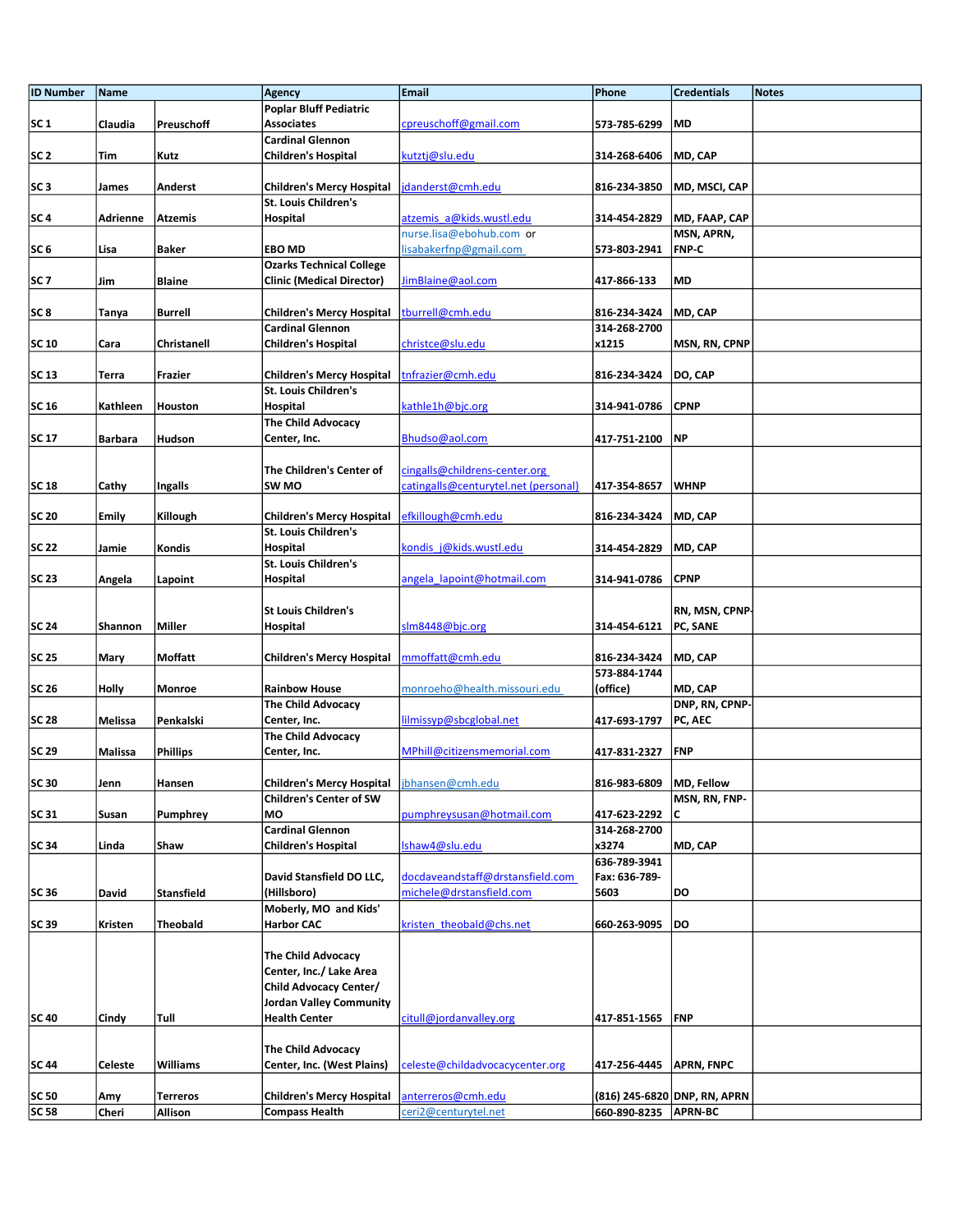| ID Number | Name | | Agency | Email | Phone | Credentials | Notes |
|---|---|---|---|---|---|---|---|
| SC 1 | Claudia | Preuschoff | Poplar Bluff Pediatric Associates | cpreuschoff@gmail.com | 573-785-6299 | MD | |
| SC 2 | Tim | Kutz | Cardinal Glennon Children's Hospital | kutztj@slu.edu | 314-268-6406 | MD, CAP | |
| SC 3 | James | Anderst | Children's Mercy Hospital | jdanderst@cmh.edu | 816-234-3850 | MD, MSCI, CAP | |
| SC 4 | Adrienne | Atzemis | St. Louis Children's Hospital | atzemis_a@kids.wustl.edu | 314-454-2829 | MD, FAAP, CAP | |
| SC 6 | Lisa | Baker | EBO MD | nurse.lisa@ebohub.com or lisabakerfnp@gmail.com | 573-803-2941 | MSN, APRN, FNP-C | |
| SC 7 | Jim | Blaine | Ozarks Technical College Clinic (Medical Director) | JimBlaine@aol.com | 417-866-133 | MD | |
| SC 8 | Tanya | Burrell | Children's Mercy Hospital | tburrell@cmh.edu | 816-234-3424 | MD, CAP | |
| SC 10 | Cara | Christanell | Cardinal Glennon Children's Hospital | christce@slu.edu | 314-268-2700 x1215 | MSN, RN, CPNP | |
| SC 13 | Terra | Frazier | Children's Mercy Hospital | tnfrazier@cmh.edu | 816-234-3424 | DO, CAP | |
| SC 16 | Kathleen | Houston | St. Louis Children's Hospital | kathle1h@bjc.org | 314-941-0786 | CPNP | |
| SC 17 | Barbara | Hudson | The Child Advocacy Center, Inc. | Bhudso@aol.com | 417-751-2100 | NP | |
| SC 18 | Cathy | Ingalls | The Children's Center of SW MO | cingalls@childrens-center.org catingalls@centurytel.net (personal) | 417-354-8657 | WHNP | |
| SC 20 | Emily | Killough | Children's Mercy Hospital | efkillough@cmh.edu | 816-234-3424 | MD, CAP | |
| SC 22 | Jamie | Kondis | St. Louis Children's Hospital | kondis_j@kids.wustl.edu | 314-454-2829 | MD, CAP | |
| SC 23 | Angela | Lapoint | St. Louis Children's Hospital | angela_lapoint@hotmail.com | 314-941-0786 | CPNP | |
| SC 24 | Shannon | Miller | St Louis Children's Hospital | slm8448@bjc.org | 314-454-6121 | RN, MSN, CPNP-PC, SANE | |
| SC 25 | Mary | Moffatt | Children's Mercy Hospital | mmoffatt@cmh.edu | 816-234-3424 | MD, CAP | |
| SC 26 | Holly | Monroe | Rainbow House | monroeho@health.missouri.edu | 573-884-1744 (office) | MD, CAP | |
| SC 28 | Melissa | Penkalski | The Child Advocacy Center, Inc. | lilmissyp@sbcglobal.net | 417-693-1797 | DNP, RN, CPNP-PC, AEC | |
| SC 29 | Malissa | Phillips | The Child Advocacy Center, Inc. | MPhill@citizensmemorial.com | 417-831-2327 | FNP | |
| SC 30 | Jenn | Hansen | Children's Mercy Hospital | jbhansen@cmh.edu | 816-983-6809 | MD, Fellow | |
| SC 31 | Susan | Pumphrey | Children's Center of SW MO | pumphreysusan@hotmail.com | 417-623-2292 | MSN, RN, FNP-C | |
| SC 34 | Linda | Shaw | Cardinal Glennon Children's Hospital | lshaw4@slu.edu | 314-268-2700 x3274 | MD, CAP | |
| SC 36 | David | Stansfield | David Stansfield DO LLC, (Hillsboro) | docdaveandstaff@drstansfield.com michele@drstansfield.com | 636-789-3941 Fax: 636-789-5603 | DO | |
| SC 39 | Kristen | Theobald | Moberly, MO and Kids' Harbor CAC | kristen_theobald@chs.net | 660-263-9095 | DO | |
| SC 40 | Cindy | Tull | The Child Advocacy Center, Inc./ Lake Area Child Advocacy Center/ Jordan Valley Community Health Center | citull@jordanvalley.org | 417-851-1565 | FNP | |
| SC 44 | Celeste | Williams | The Child Advocacy Center, Inc. (West Plains) | celeste@childadvocacycenter.org | 417-256-4445 | APRN, FNPC | |
| SC 50 | Amy | Terreros | Children's Mercy Hospital | anterreros@cmh.edu | (816) 245-6820 | DNP, RN, APRN | |
| SC 58 | Cheri | Allison | Compass Health | ceri2@centurytel.net | 660-890-8235 | APRN-BC | |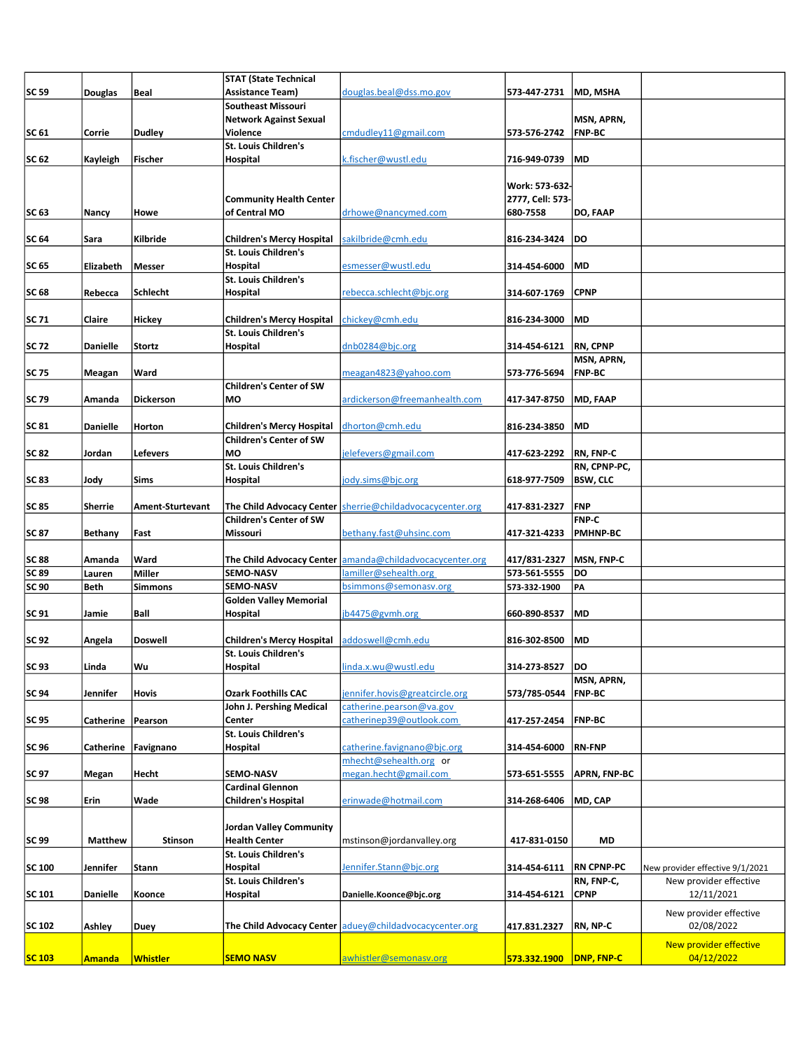| SC 59 | Douglas | Beal | STAT (State Technical Assistance Team) | douglas.beal@dss.mo.gov | 573-447-2731 | MD, MSHA | |
|---|---|---|---|---|---|---|---|
| SC 61 | Corrie | Dudley | Southeast Missouri Network Against Sexual Violence | cmdudley11@gmail.com | 573-576-2742 | MSN, APRN, FNP-BC | |
| SC 62 | Kayleigh | Fischer | St. Louis Children's Hospital | k.fischer@wustl.edu | 716-949-0739 | MD | |
| SC 63 | Nancy | Howe | Community Health Center of Central MO | drhowe@nancymed.com | Work: 573-632-2777, Cell: 573-680-7558 | DO, FAAP | |
| SC 64 | Sara | Kilbride | Children's Mercy Hospital | sakilbride@cmh.edu | 816-234-3424 | DO | |
| SC 65 | Elizabeth | Messer | St. Louis Children's Hospital | esmesser@wustl.edu | 314-454-6000 | MD | |
| SC 68 | Rebecca | Schlecht | St. Louis Children's Hospital | rebecca.schlecht@bjc.org | 314-607-1769 | CPNP | |
| SC 71 | Claire | Hickey | Children's Mercy Hospital | chickey@cmh.edu | 816-234-3000 | MD | |
| SC 72 | Danielle | Stortz | St. Louis Children's Hospital | dnb0284@bjc.org | 314-454-6121 | RN, CPNP | |
| SC 75 | Meagan | Ward | | meagan4823@yahoo.com | 573-776-5694 | MSN, APRN, FNP-BC | |
| SC 79 | Amanda | Dickerson | Children's Center of SW MO | ardickerson@freemanhealth.com | 417-347-8750 | MD, FAAP | |
| SC 81 | Danielle | Horton | Children's Mercy Hospital | dhorton@cmh.edu | 816-234-3850 | MD | |
| SC 82 | Jordan | Lefevers | Children's Center of SW MO | jelefevers@gmail.com | 417-623-2292 | RN, FNP-C | |
| SC 83 | Jody | Sims | St. Louis Children's Hospital | jody.sims@bjc.org | 618-977-7509 | RN, CPNP-PC, BSW, CLC | |
| SC 85 | Sherrie | Ament-Sturtevant | The Child Advocacy Center | sherrie@childadvocacycenter.org | 417-831-2327 | FNP | |
| SC 87 | Bethany | Fast | Children's Center of SW Missouri | bethany.fast@uhsinc.com | 417-321-4233 | FNP-C PMHNP-BC | |
| SC 88 | Amanda | Ward | The Child Advocacy Center | amanda@childadvocacycenter.org | 417/831-2327 | MSN, FNP-C | |
| SC 89 | Lauren | Miller | SEMO-NASV | lamiller@sehealth.org | 573-561-5555 | DO | |
| SC 90 | Beth | Simmons | SEMO-NASV | bsimmons@semonasv.org | 573-332-1900 | PA | |
| SC 91 | Jamie | Ball | Golden Valley Memorial Hospital | jb4475@gvmh.org | 660-890-8537 | MD | |
| SC 92 | Angela | Doswell | Children's Mercy Hospital | addoswell@cmh.edu | 816-302-8500 | MD | |
| SC 93 | Linda | Wu | St. Louis Children's Hospital | linda.x.wu@wustl.edu | 314-273-8527 | DO | |
| SC 94 | Jennifer | Hovis | Ozark Foothills CAC | jennifer.hovis@greatcircle.org | 573/785-0544 | MSN, APRN, FNP-BC | |
| SC 95 | Catherine | Pearson | John J. Pershing Medical Center | catherine.pearson@va.gov catherinep39@outlook.com | 417-257-2454 | FNP-BC | |
| SC 96 | Catherine | Favignano | St. Louis Children's Hospital | catherine.favignano@bjc.org | 314-454-6000 | RN-FNP | |
| SC 97 | Megan | Hecht | SEMO-NASV | mhecht@sehealth.org or megan.hecht@gmail.com | 573-651-5555 | APRN, FNP-BC | |
| SC 98 | Erin | Wade | Cardinal Glennon Children's Hospital | erinwade@hotmail.com | 314-268-6406 | MD, CAP | |
| SC 99 | Matthew | Stinson | Jordan Valley Community Health Center | mstinson@jordanvalley.org | 417-831-0150 | MD | |
| SC 100 | Jennifer | Stann | St. Louis Children's Hospital | Jennifer.Stann@bjc.org | 314-454-6111 | RN CPNP-PC | New provider effective 9/1/2021 |
| SC 101 | Danielle | Koonce | St. Louis Children's Hospital | Danielle.Koonce@bjc.org | 314-454-6121 | RN, FNP-C, CPNP | New provider effective 12/11/2021 |
| SC 102 | Ashley | Duey | The Child Advocacy Center | aduey@childadvocacycenter.org | 417.831.2327 | RN, NP-C | New provider effective 02/08/2022 |
| **SC 103** | **Amanda** | **Whistler** | **SEMO NASV** | awhistler@semonasv.org | **573.332.1900** | **DNP, FNP-C** | New provider effective 04/12/2022 |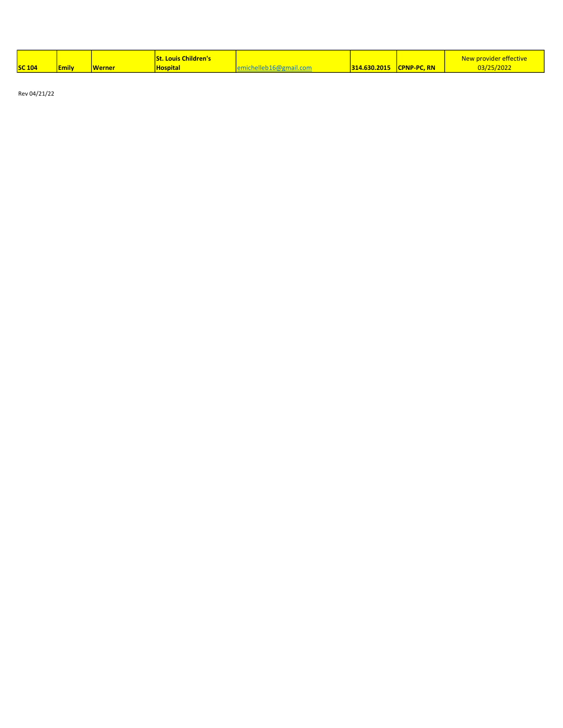| | | | | | | | |
|---|---|---|---|---|---|---|---|
| **SC 104** | **Emily** | **Werner** | **St. Louis Children's Hospital** | emichelleb16@gmail.com | **314.630.2015** | **CPNP-PC, RN** | New provider effective 03/25/2022 |

Rev 04/21/22